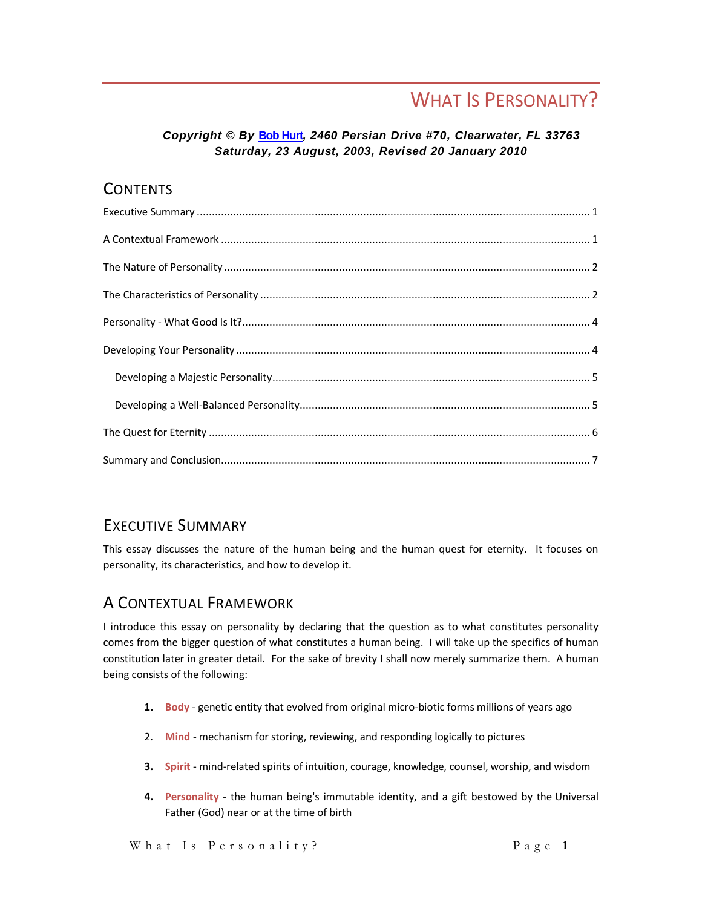# What Is Personality?

***Copyright © By Bob Hurt, 2460 Persian Drive #70, Clearwater, FL 33763***
***Saturday, 23 August, 2003, Revised 20 January 2010***

## Contents

Executive Summary ........ 1

A Contextual Framework ........ 1

The Nature of Personality ........ 2

The Characteristics of Personality ........ 2

Personality - What Good Is It? ........ 4

Developing Your Personality ........ 4

- Developing a Majestic Personality ........ 5
- Developing a Well-Balanced Personality ........ 5

The Quest for Eternity ........ 6

Summary and Conclusion ........ 7

## Executive Summary

This essay discusses the nature of the human being and the human quest for eternity. It focuses on personality, its characteristics, and how to develop it.

## A Contextual Framework

I introduce this essay on personality by declaring that the question as to what constitutes personality comes from the bigger question of what constitutes a human being. I will take up the specifics of human constitution later in greater detail. For the sake of brevity I shall now merely summarize them. A human being consists of the following:

1. **Body** - genetic entity that evolved from original micro-biotic forms millions of years ago
2. **Mind** - mechanism for storing, reviewing, and responding logically to pictures
3. **Spirit** - mind-related spirits of intuition, courage, knowledge, counsel, worship, and wisdom
4. **Personality** - the human being's immutable identity, and a gift bestowed by the Universal Father (God) near or at the time of birth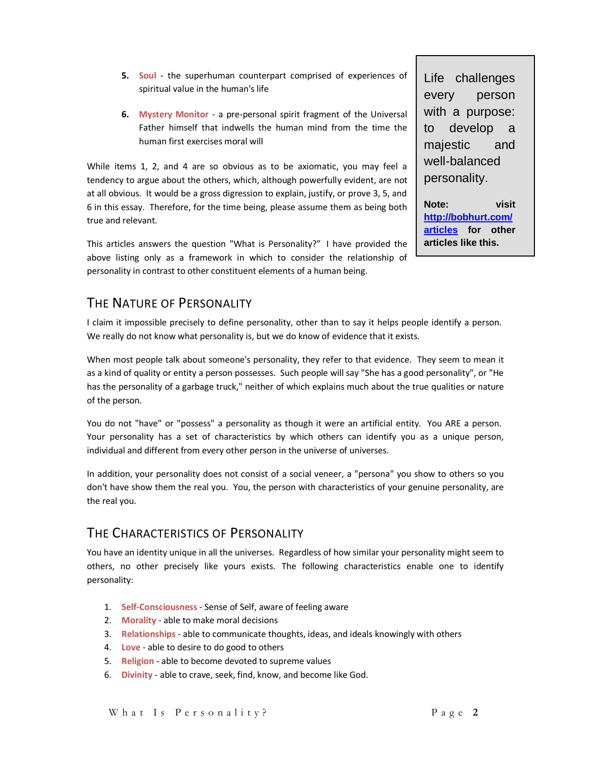5. **Soul** - the superhuman counterpart comprised of experiences of spiritual value in the human's life

6. **Mystery Monitor** - a pre-personal spirit fragment of the Universal Father himself that indwells the human mind from the time the human first exercises moral will

While items 1, 2, and 4 are so obvious as to be axiomatic, you may feel a tendency to argue about the others, which, although powerfully evident, are not at all obvious. It would be a gross digression to explain, justify, or prove 3, 5, and 6 in this essay. Therefore, for the time being, please assume them as being both true and relevant.

This articles answers the question "What is Personality?" I have provided the above listing only as a framework in which to consider the relationship of personality in contrast to other constituent elements of a human being.

> Life challenges every person with a purpose: to develop a majestic and well-balanced personality.
>
> **Note:** visit **[http://bobhurt.com/articles](http://bobhurt.com/articles)** for other articles like this.

## The Nature of Personality

I claim it impossible precisely to define personality, other than to say it helps people identify a person. We really do not know what personality is, but we do know of evidence that it exists.

When most people talk about someone's personality, they refer to that evidence. They seem to mean it as a kind of quality or entity a person possesses. Such people will say "She has a good personality", or "He has the personality of a garbage truck," neither of which explains much about the true qualities or nature of the person.

You do not "have" or "possess" a personality as though it were an artificial entity. You ARE a person. Your personality has a set of characteristics by which others can identify you as a unique person, individual and different from every other person in the universe of universes.

In addition, your personality does not consist of a social veneer, a "persona" you show to others so you don't have show them the real you. You, the person with characteristics of your genuine personality, are the real you.

## The Characteristics of Personality

You have an identity unique in all the universes. Regardless of how similar your personality might seem to others, no other precisely like yours exists. The following characteristics enable one to identify personality:

1. **Self-Consciousness** - Sense of Self, aware of feeling aware
2. **Morality** - able to make moral decisions
3. **Relationships** - able to communicate thoughts, ideas, and ideals knowingly with others
4. **Love** - able to desire to do good to others
5. **Religion** - able to become devoted to supreme values
6. **Divinity** - able to crave, seek, find, know, and become like God.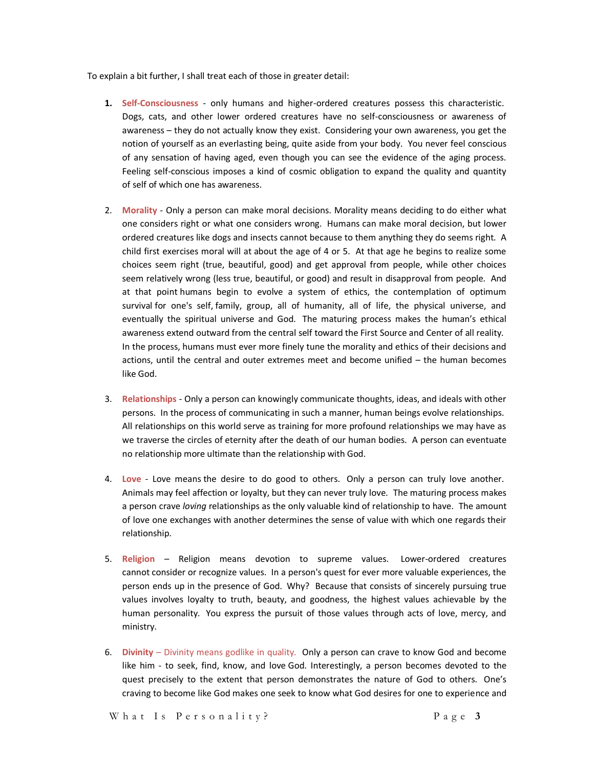To explain a bit further, I shall treat each of those in greater detail:

1. **Self-Consciousness** - only humans and higher-ordered creatures possess this characteristic. Dogs, cats, and other lower ordered creatures have no self-consciousness or awareness of awareness – they do not actually know they exist. Considering your own awareness, you get the notion of yourself as an everlasting being, quite aside from your body. You never feel conscious of any sensation of having aged, even though you can see the evidence of the aging process. Feeling self-conscious imposes a kind of cosmic obligation to expand the quality and quantity of self of which one has awareness.

2. **Morality** - Only a person can make moral decisions. Morality means deciding to do either what one considers right or what one considers wrong. Humans can make moral decision, but lower ordered creatures like dogs and insects cannot because to them anything they do seems right. A child first exercises moral will at about the age of 4 or 5. At that age he begins to realize some choices seem right (true, beautiful, good) and get approval from people, while other choices seem relatively wrong (less true, beautiful, or good) and result in disapproval from people. And at that point humans begin to evolve a system of ethics, the contemplation of optimum survival for one's self, family, group, all of humanity, all of life, the physical universe, and eventually the spiritual universe and God. The maturing process makes the human's ethical awareness extend outward from the central self toward the First Source and Center of all reality. In the process, humans must ever more finely tune the morality and ethics of their decisions and actions, until the central and outer extremes meet and become unified – the human becomes like God.

3. **Relationships** - Only a person can knowingly communicate thoughts, ideas, and ideals with other persons. In the process of communicating in such a manner, human beings evolve relationships. All relationships on this world serve as training for more profound relationships we may have as we traverse the circles of eternity after the death of our human bodies. A person can eventuate no relationship more ultimate than the relationship with God.

4. **Love** - Love means the desire to do good to others. Only a person can truly love another. Animals may feel affection or loyalty, but they can never truly love. The maturing process makes a person crave *loving* relationships as the only valuable kind of relationship to have. The amount of love one exchanges with another determines the sense of value with which one regards their relationship.

5. **Religion** – Religion means devotion to supreme values. Lower-ordered creatures cannot consider or recognize values. In a person's quest for ever more valuable experiences, the person ends up in the presence of God. Why? Because that consists of sincerely pursuing true values involves loyalty to truth, beauty, and goodness, the highest values achievable by the human personality. You express the pursuit of those values through acts of love, mercy, and ministry.

6. **Divinity** – Divinity means godlike in quality. Only a person can crave to know God and become like him - to seek, find, know, and love God. Interestingly, a person becomes devoted to the quest precisely to the extent that person demonstrates the nature of God to others. One's craving to become like God makes one seek to know what God desires for one to experience and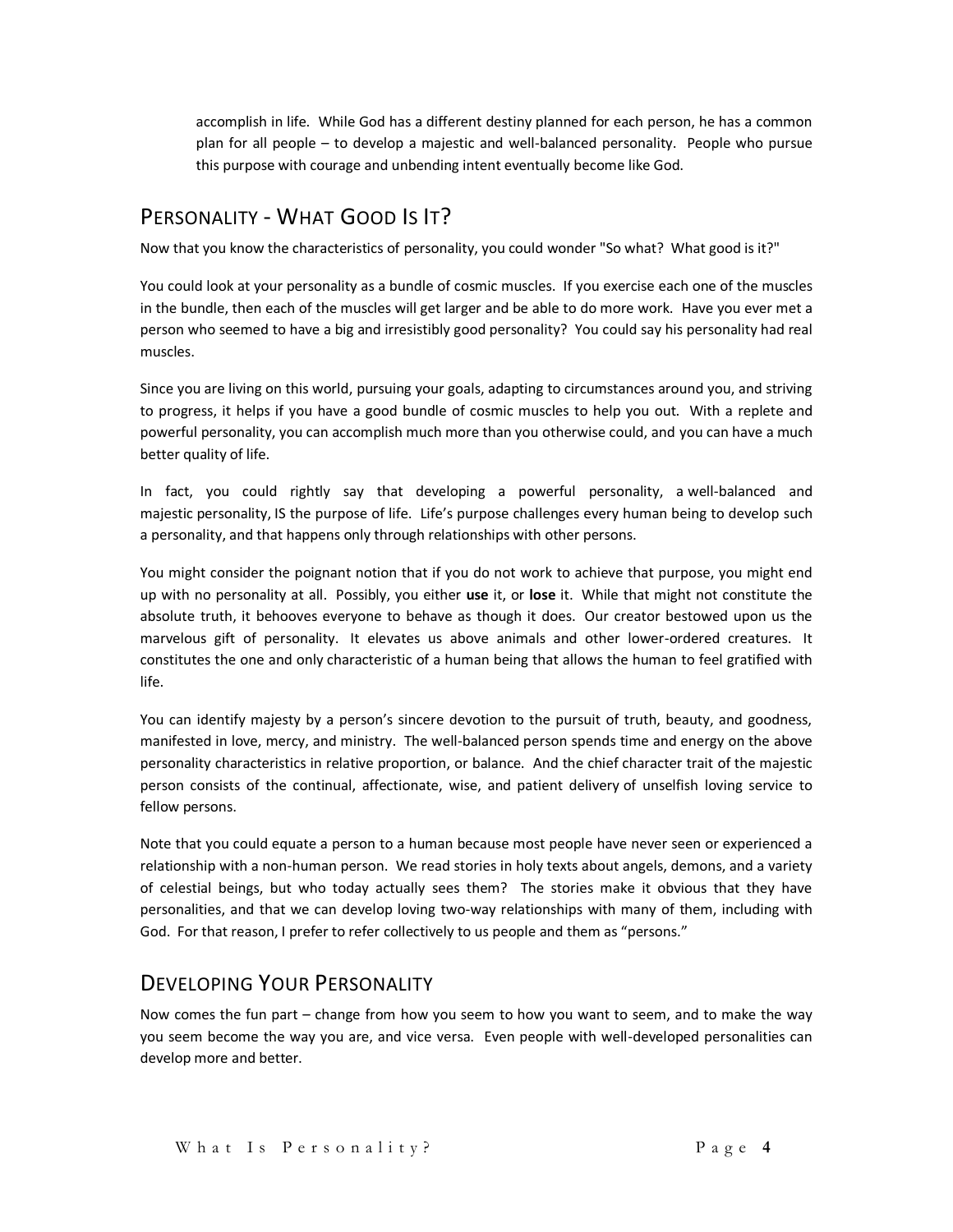accomplish in life. While God has a different destiny planned for each person, he has a common plan for all people – to develop a majestic and well-balanced personality. People who pursue this purpose with courage and unbending intent eventually become like God.

## Personality - What Good Is It?

Now that you know the characteristics of personality, you could wonder "So what? What good is it?"

You could look at your personality as a bundle of cosmic muscles. If you exercise each one of the muscles in the bundle, then each of the muscles will get larger and be able to do more work. Have you ever met a person who seemed to have a big and irresistibly good personality? You could say his personality had real muscles.

Since you are living on this world, pursuing your goals, adapting to circumstances around you, and striving to progress, it helps if you have a good bundle of cosmic muscles to help you out. With a replete and powerful personality, you can accomplish much more than you otherwise could, and you can have a much better quality of life.

In fact, you could rightly say that developing a powerful personality, a well-balanced and majestic personality, IS the purpose of life. Life's purpose challenges every human being to develop such a personality, and that happens only through relationships with other persons.

You might consider the poignant notion that if you do not work to achieve that purpose, you might end up with no personality at all. Possibly, you either **use** it, or **lose** it. While that might not constitute the absolute truth, it behooves everyone to behave as though it does. Our creator bestowed upon us the marvelous gift of personality. It elevates us above animals and other lower-ordered creatures. It constitutes the one and only characteristic of a human being that allows the human to feel gratified with life.

You can identify majesty by a person's sincere devotion to the pursuit of truth, beauty, and goodness, manifested in love, mercy, and ministry. The well-balanced person spends time and energy on the above personality characteristics in relative proportion, or balance. And the chief character trait of the majestic person consists of the continual, affectionate, wise, and patient delivery of unselfish loving service to fellow persons.

Note that you could equate a person to a human because most people have never seen or experienced a relationship with a non-human person. We read stories in holy texts about angels, demons, and a variety of celestial beings, but who today actually sees them? The stories make it obvious that they have personalities, and that we can develop loving two-way relationships with many of them, including with God. For that reason, I prefer to refer collectively to us people and them as "persons."

## Developing Your Personality

Now comes the fun part – change from how you seem to how you want to seem, and to make the way you seem become the way you are, and vice versa. Even people with well-developed personalities can develop more and better.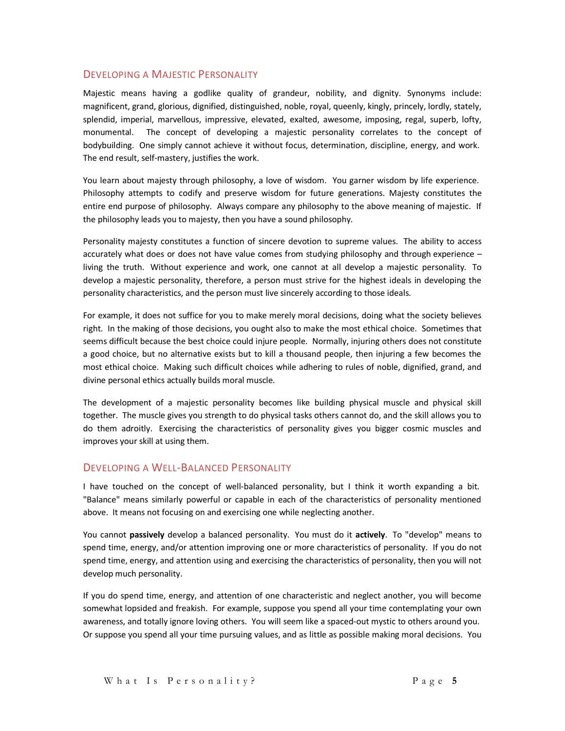## Developing a Majestic Personality

Majestic means having a godlike quality of grandeur, nobility, and dignity. Synonyms include: magnificent, grand, glorious, dignified, distinguished, noble, royal, queenly, kingly, princely, lordly, stately, splendid, imperial, marvellous, impressive, elevated, exalted, awesome, imposing, regal, superb, lofty, monumental. The concept of developing a majestic personality correlates to the concept of bodybuilding. One simply cannot achieve it without focus, determination, discipline, energy, and work. The end result, self-mastery, justifies the work.

You learn about majesty through philosophy, a love of wisdom. You garner wisdom by life experience. Philosophy attempts to codify and preserve wisdom for future generations. Majesty constitutes the entire end purpose of philosophy. Always compare any philosophy to the above meaning of majestic. If the philosophy leads you to majesty, then you have a sound philosophy.

Personality majesty constitutes a function of sincere devotion to supreme values. The ability to access accurately what does or does not have value comes from studying philosophy and through experience – living the truth. Without experience and work, one cannot at all develop a majestic personality. To develop a majestic personality, therefore, a person must strive for the highest ideals in developing the personality characteristics, and the person must live sincerely according to those ideals.

For example, it does not suffice for you to make merely moral decisions, doing what the society believes right. In the making of those decisions, you ought also to make the most ethical choice. Sometimes that seems difficult because the best choice could injure people. Normally, injuring others does not constitute a good choice, but no alternative exists but to kill a thousand people, then injuring a few becomes the most ethical choice. Making such difficult choices while adhering to rules of noble, dignified, grand, and divine personal ethics actually builds moral muscle.

The development of a majestic personality becomes like building physical muscle and physical skill together. The muscle gives you strength to do physical tasks others cannot do, and the skill allows you to do them adroitly. Exercising the characteristics of personality gives you bigger cosmic muscles and improves your skill at using them.

## Developing a Well-Balanced Personality

I have touched on the concept of well-balanced personality, but I think it worth expanding a bit. "Balance" means similarly powerful or capable in each of the characteristics of personality mentioned above. It means not focusing on and exercising one while neglecting another.

You cannot **passively** develop a balanced personality. You must do it **actively**. To "develop" means to spend time, energy, and/or attention improving one or more characteristics of personality. If you do not spend time, energy, and attention using and exercising the characteristics of personality, then you will not develop much personality.

If you do spend time, energy, and attention of one characteristic and neglect another, you will become somewhat lopsided and freakish. For example, suppose you spend all your time contemplating your own awareness, and totally ignore loving others. You will seem like a spaced-out mystic to others around you. Or suppose you spend all your time pursuing values, and as little as possible making moral decisions. You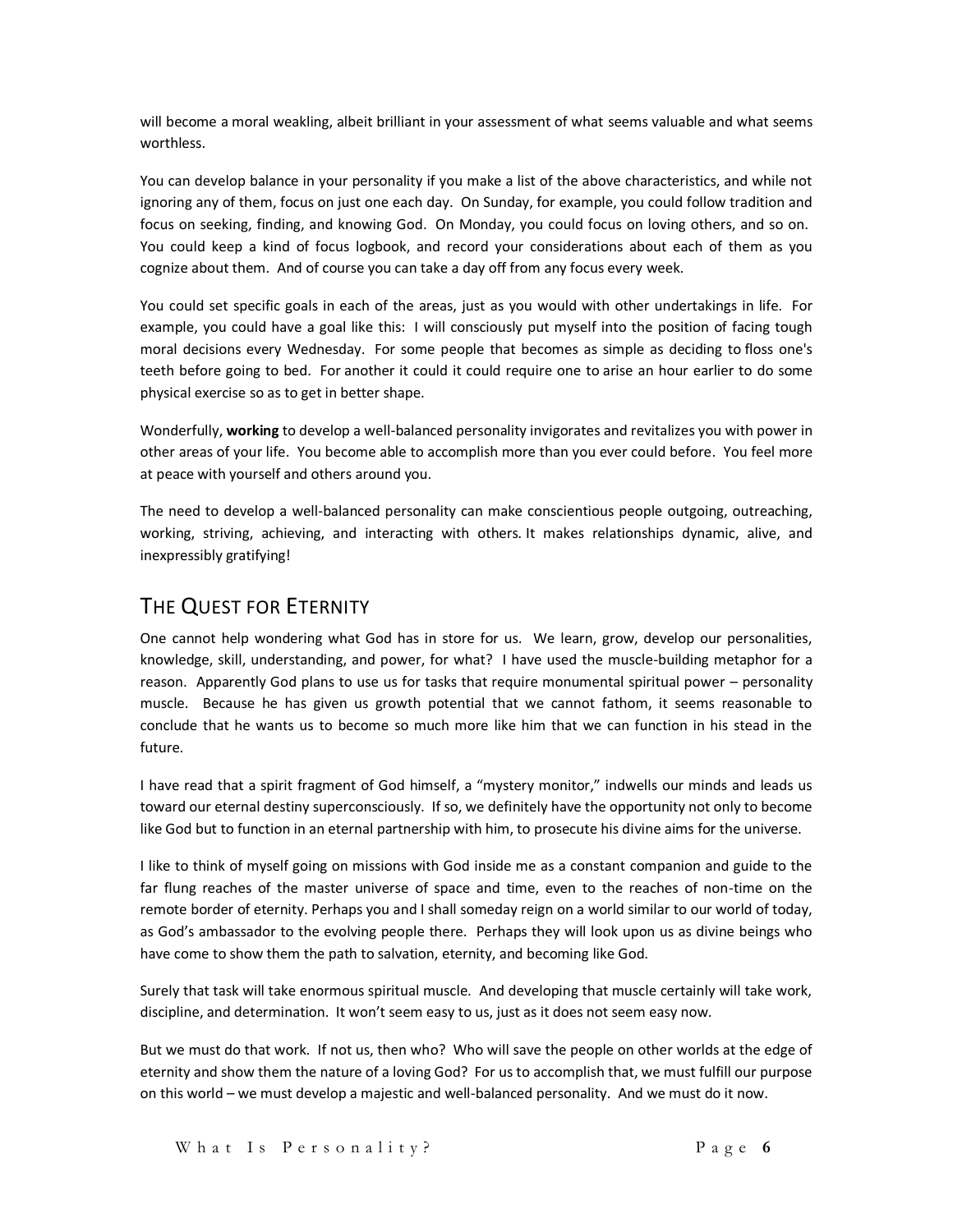will become a moral weakling, albeit brilliant in your assessment of what seems valuable and what seems worthless.

You can develop balance in your personality if you make a list of the above characteristics, and while not ignoring any of them, focus on just one each day. On Sunday, for example, you could follow tradition and focus on seeking, finding, and knowing God. On Monday, you could focus on loving others, and so on. You could keep a kind of focus logbook, and record your considerations about each of them as you cognize about them. And of course you can take a day off from any focus every week.

You could set specific goals in each of the areas, just as you would with other undertakings in life. For example, you could have a goal like this: I will consciously put myself into the position of facing tough moral decisions every Wednesday. For some people that becomes as simple as deciding to floss one's teeth before going to bed. For another it could it could require one to arise an hour earlier to do some physical exercise so as to get in better shape.

Wonderfully, **working** to develop a well-balanced personality invigorates and revitalizes you with power in other areas of your life. You become able to accomplish more than you ever could before. You feel more at peace with yourself and others around you.

The need to develop a well-balanced personality can make conscientious people outgoing, outreaching, working, striving, achieving, and interacting with others. It makes relationships dynamic, alive, and inexpressibly gratifying!

## The Quest for Eternity

One cannot help wondering what God has in store for us. We learn, grow, develop our personalities, knowledge, skill, understanding, and power, for what? I have used the muscle-building metaphor for a reason. Apparently God plans to use us for tasks that require monumental spiritual power – personality muscle. Because he has given us growth potential that we cannot fathom, it seems reasonable to conclude that he wants us to become so much more like him that we can function in his stead in the future.

I have read that a spirit fragment of God himself, a "mystery monitor," indwells our minds and leads us toward our eternal destiny superconsciously. If so, we definitely have the opportunity not only to become like God but to function in an eternal partnership with him, to prosecute his divine aims for the universe.

I like to think of myself going on missions with God inside me as a constant companion and guide to the far flung reaches of the master universe of space and time, even to the reaches of non-time on the remote border of eternity. Perhaps you and I shall someday reign on a world similar to our world of today, as God's ambassador to the evolving people there. Perhaps they will look upon us as divine beings who have come to show them the path to salvation, eternity, and becoming like God.

Surely that task will take enormous spiritual muscle. And developing that muscle certainly will take work, discipline, and determination. It won't seem easy to us, just as it does not seem easy now.

But we must do that work. If not us, then who? Who will save the people on other worlds at the edge of eternity and show them the nature of a loving God? For us to accomplish that, we must fulfill our purpose on this world – we must develop a majestic and well-balanced personality. And we must do it now.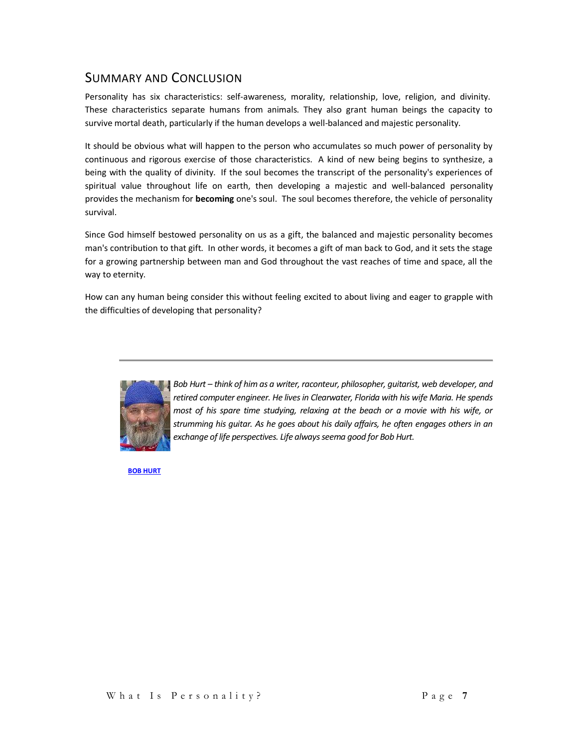## Summary and Conclusion

Personality has six characteristics: self-awareness, morality, relationship, love, religion, and divinity. These characteristics separate humans from animals. They also grant human beings the capacity to survive mortal death, particularly if the human develops a well-balanced and majestic personality.

It should be obvious what will happen to the person who accumulates so much power of personality by continuous and rigorous exercise of those characteristics. A kind of new being begins to synthesize, a being with the quality of divinity. If the soul becomes the transcript of the personality's experiences of spiritual value throughout life on earth, then developing a majestic and well-balanced personality provides the mechanism for **becoming** one's soul. The soul becomes therefore, the vehicle of personality survival.

Since God himself bestowed personality on us as a gift, the balanced and majestic personality becomes man's contribution to that gift. In other words, it becomes a gift of man back to God, and it sets the stage for a growing partnership between man and God throughout the vast reaches of time and space, all the way to eternity.

How can any human being consider this without feeling excited to about living and eager to grapple with the difficulties of developing that personality?

---

*Bob Hurt – think of him as a writer, raconteur, philosopher, guitarist, web developer, and retired computer engineer. He lives in Clearwater, Florida with his wife Maria. He spends most of his spare time studying, relaxing at the beach or a movie with his wife, or strumming his guitar. As he goes about his daily affairs, he often engages others in an exchange of life perspectives. Life always seema good for Bob Hurt.*

**BOB HURT**